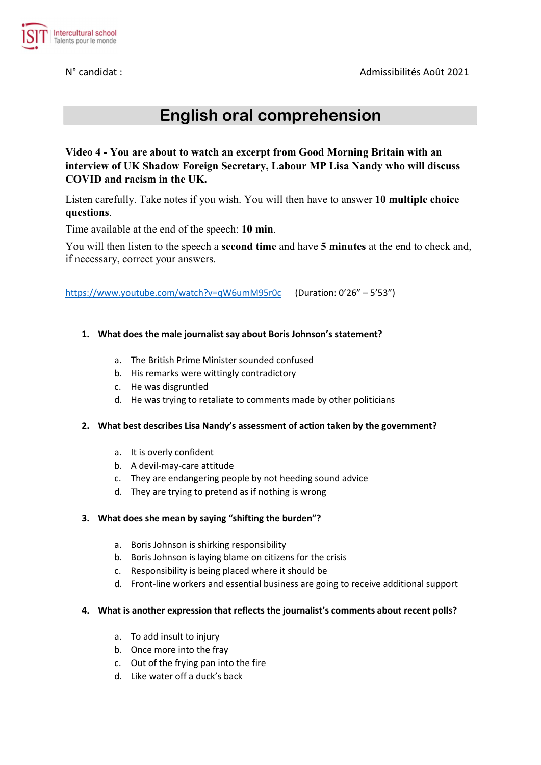N° candidat : Admissibilités Août 2021

# English oral comprehension

**Video 4 - You are about to watch an excerpt from Good Morning Britain with an interview of UK Shadow Foreign Secretary, Labour MP Lisa Nandy who will discuss COVID and racism in the UK.**

Listen carefully. Take notes if you wish. You will then have to answer **10 multiple choice questions**.

Time available at the end of the speech: **10 min**.

You will then listen to the speech a **second time** and have **5 minutes** at the end to check and, if necessary, correct your answers.

https://www.youtube.com/watch?v=qW6umM95r0c (Duration: 0'26" – 5'53")

1. **What does the male journalist say about Boris Johnson's statement?**
   a. The British Prime Minister sounded confused
   b. His remarks were wittingly contradictory
   c. He was disgruntled
   d. He was trying to retaliate to comments made by other politicians

2. **What best describes Lisa Nandy's assessment of action taken by the government?**
   a. It is overly confident
   b. A devil-may-care attitude
   c. They are endangering people by not heeding sound advice
   d. They are trying to pretend as if nothing is wrong

3. **What does she mean by saying "shifting the burden"?**
   a. Boris Johnson is shirking responsibility
   b. Boris Johnson is laying blame on citizens for the crisis
   c. Responsibility is being placed where it should be
   d. Front-line workers and essential business are going to receive additional support

4. **What is another expression that reflects the journalist's comments about recent polls?**
   a. To add insult to injury
   b. Once more into the fray
   c. Out of the frying pan into the fire
   d. Like water off a duck's back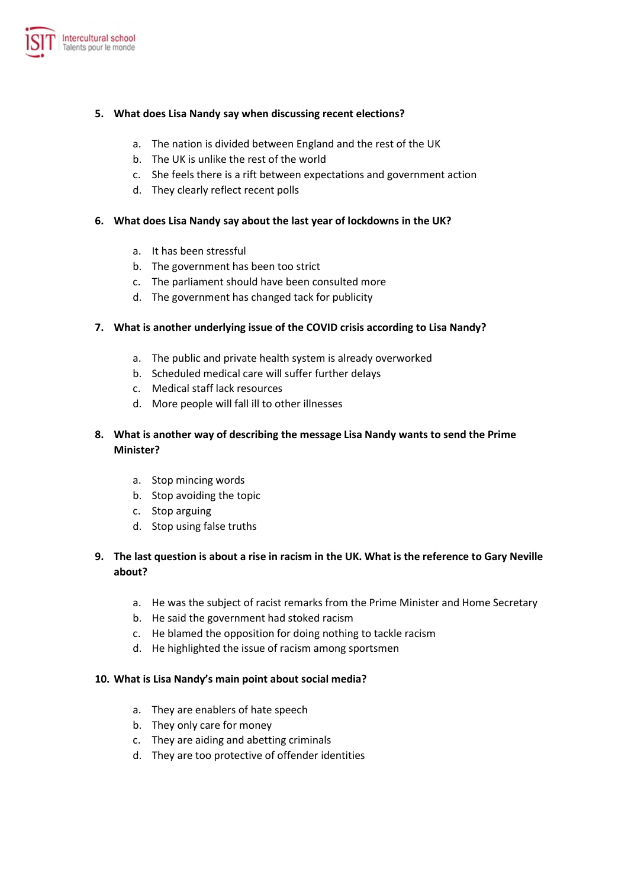5. **What does Lisa Nandy say when discussing recent elections?**

    a. The nation is divided between England and the rest of the UK
    b. The UK is unlike the rest of the world
    c. She feels there is a rift between expectations and government action
    d. They clearly reflect recent polls

6. **What does Lisa Nandy say about the last year of lockdowns in the UK?**

    a. It has been stressful
    b. The government has been too strict
    c. The parliament should have been consulted more
    d. The government has changed tack for publicity

7. **What is another underlying issue of the COVID crisis according to Lisa Nandy?**

    a. The public and private health system is already overworked
    b. Scheduled medical care will suffer further delays
    c. Medical staff lack resources
    d. More people will fall ill to other illnesses

8. **What is another way of describing the message Lisa Nandy wants to send the Prime Minister?**

    a. Stop mincing words
    b. Stop avoiding the topic
    c. Stop arguing
    d. Stop using false truths

9. **The last question is about a rise in racism in the UK. What is the reference to Gary Neville about?**

    a. He was the subject of racist remarks from the Prime Minister and Home Secretary
    b. He said the government had stoked racism
    c. He blamed the opposition for doing nothing to tackle racism
    d. He highlighted the issue of racism among sportsmen

10. **What is Lisa Nandy's main point about social media?**

    a. They are enablers of hate speech
    b. They only care for money
    c. They are aiding and abetting criminals
    d. They are too protective of offender identities